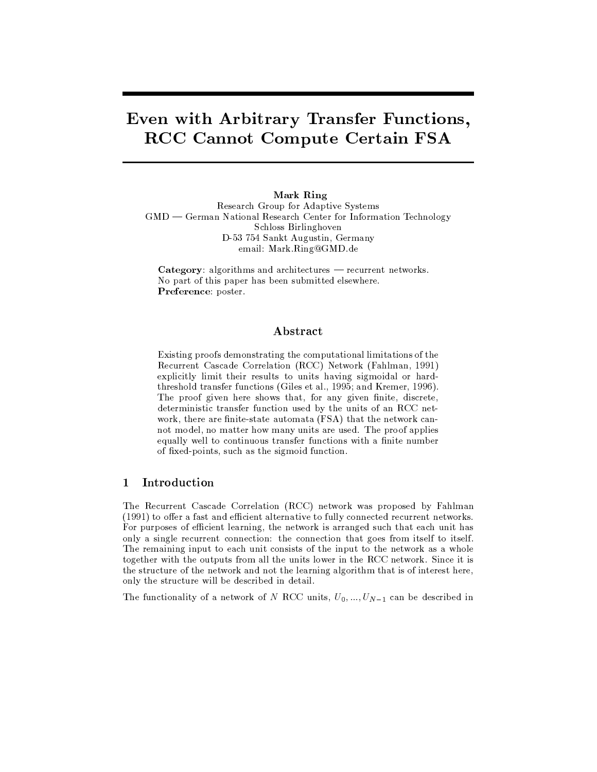# Even with Arbitrary Transfer Functions, RCC Cannot Compute Certain FSA

**Mark Ring**
Research Group for Adaptive Systems
GMD — German National Research Center for Information Technology
Schloss Birlinghoven
D-53 754 Sankt Augustin, Germany
email: Mark.Ring@GMD.de

**Category**: algorithms and architectures — recurrent networks.
No part of this paper has been submitted elsewhere.
**Preference**: poster.

## Abstract

Existing proofs demonstrating the computational limitations of the Recurrent Cascade Correlation (RCC) Network (Fahlman, 1991) explicitly limit their results to units having sigmoidal or hard-threshold transfer functions (Giles et al., 1995; and Kremer, 1996). The proof given here shows that, for any given finite, discrete, deterministic transfer function used by the units of an RCC network, there are finite-state automata (FSA) that the network cannot model, no matter how many units are used. The proof applies equally well to continuous transfer functions with a finite number of fixed-points, such as the sigmoid function.

## 1 Introduction

The Recurrent Cascade Correlation (RCC) network was proposed by Fahlman (1991) to offer a fast and efficient alternative to fully connected recurrent networks. For purposes of efficient learning, the network is arranged such that each unit has only a single recurrent connection: the connection that goes from itself to itself. The remaining input to each unit consists of the input to the network as a whole together with the outputs from all the units lower in the RCC network. Since it is the structure of the network and not the learning algorithm that is of interest here, only the structure will be described in detail.

The functionality of a network of $N$ RCC units, $U_0, ..., U_{N-1}$ can be described in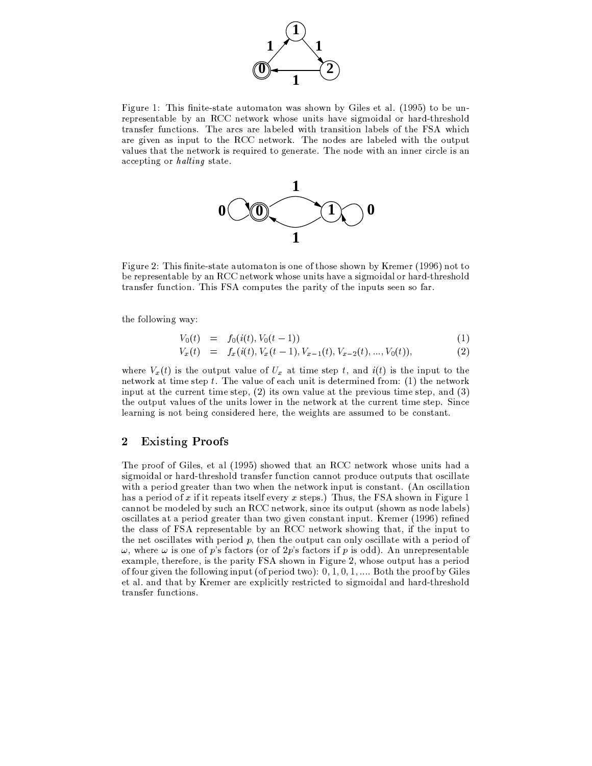Figure 1: This finite-state automaton was shown by Giles et al. (1995) to be unrepresentable by an RCC network whose units have sigmoidal or hard-threshold transfer functions. The arcs are labeled with transition labels of the FSA which are given as input to the RCC network. The nodes are labeled with the output values that the network is required to generate. The node with an inner circle is an accepting or *halting* state.

Figure 2: This finite-state automaton is one of those shown by Kremer (1996) not to be representable by an RCC network whose units have a sigmoidal or hard-threshold transfer function. This FSA computes the parity of the inputs seen so far.

the following way:

$$V_0(t) = f_0(i(t), V_0(t-1)) \tag{1}$$

$$V_x(t) = f_x(i(t), V_x(t-1), V_{x-1}(t), V_{x-2}(t), ..., V_0(t)), \tag{2}$$

where $V_x(t)$ is the output value of $U_x$ at time step $t$, and $i(t)$ is the input to the network at time step $t$. The value of each unit is determined from: (1) the network input at the current time step, (2) its own value at the previous time step, and (3) the output values of the units lower in the network at the current time step. Since learning is not being considered here, the weights are assumed to be constant.

## 2 Existing Proofs

The proof of Giles, et al (1995) showed that an RCC network whose units had a sigmoidal or hard-threshold transfer function cannot produce outputs that oscillate with a period greater than two when the network input is constant. (An oscillation has a period of $x$ if it repeats itself every $x$ steps.) Thus, the FSA shown in Figure 1 cannot be modeled by such an RCC network, since its output (shown as node labels) oscillates at a period greater than two given constant input. Kremer (1996) refined the class of FSA representable by an RCC network showing that, if the input to the net oscillates with period $p$, then the output can only oscillate with a period of $\omega$, where $\omega$ is one of $p$'s factors (or of $2p$'s factors if $p$ is odd). An unrepresentable example, therefore, is the parity FSA shown in Figure 2, whose output has a period of four given the following input (of period two): $0, 1, 0, 1, ....$ Both the proof by Giles et al. and that by Kremer are explicitly restricted to sigmoidal and hard-threshold transfer functions.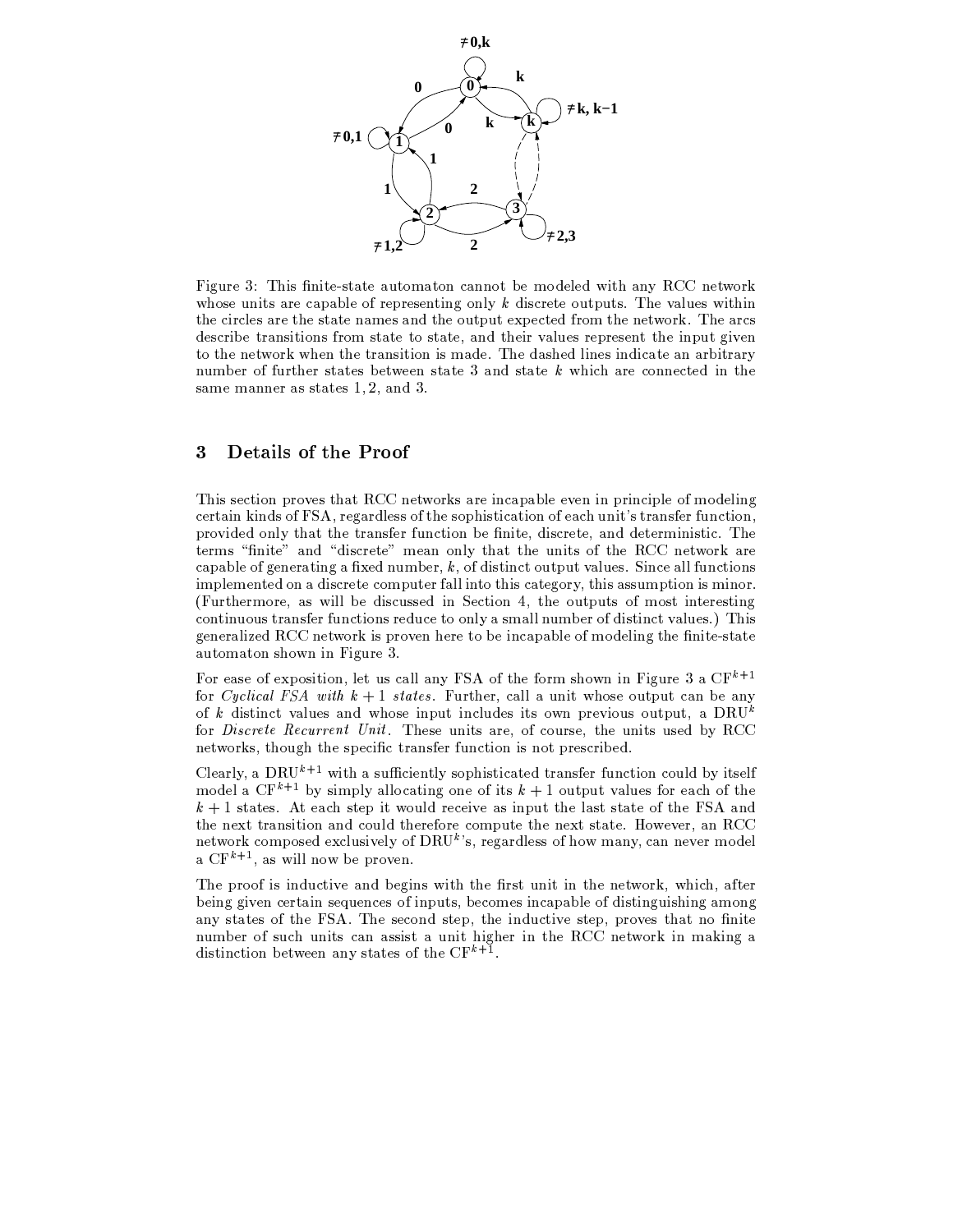Figure 3: This finite-state automaton cannot be modeled with any RCC network whose units are capable of representing only $k$ discrete outputs. The values within the circles are the state names and the output expected from the network. The arcs describe transitions from state to state, and their values represent the input given to the network when the transition is made. The dashed lines indicate an arbitrary number of further states between state 3 and state $k$ which are connected in the same manner as states 1, 2, and 3.

## 3 Details of the Proof

This section proves that RCC networks are incapable even in principle of modeling certain kinds of FSA, regardless of the sophistication of each unit's transfer function, provided only that the transfer function be finite, discrete, and deterministic. The terms "finite" and "discrete" mean only that the units of the RCC network are capable of generating a fixed number, $k$, of distinct output values. Since all functions implemented on a discrete computer fall into this category, this assumption is minor. (Furthermore, as will be discussed in Section 4, the outputs of most interesting continuous transfer functions reduce to only a small number of distinct values.) This generalized RCC network is proven here to be incapable of modeling the finite-state automaton shown in Figure 3.

For ease of exposition, let us call any FSA of the form shown in Figure 3 a $\mathrm{CF}^{k+1}$ for *Cyclical FSA with* $k+1$ *states*. Further, call a unit whose output can be any of $k$ distinct values and whose input includes its own previous output, a $\mathrm{DRU}^k$ for *Discrete Recurrent Unit*. These units are, of course, the units used by RCC networks, though the specific transfer function is not prescribed.

Clearly, a $\mathrm{DRU}^{k+1}$ with a sufficiently sophisticated transfer function could by itself model a $\mathrm{CF}^{k+1}$ by simply allocating one of its $k+1$ output values for each of the $k+1$ states. At each step it would receive as input the last state of the FSA and the next transition and could therefore compute the next state. However, an RCC network composed exclusively of $\mathrm{DRU}^k$'s, regardless of how many, can never model a $\mathrm{CF}^{k+1}$, as will now be proven.

The proof is inductive and begins with the first unit in the network, which, after being given certain sequences of inputs, becomes incapable of distinguishing among any states of the FSA. The second step, the inductive step, proves that no finite number of such units can assist a unit higher in the RCC network in making a distinction between any states of the $\mathrm{CF}^{k+1}$.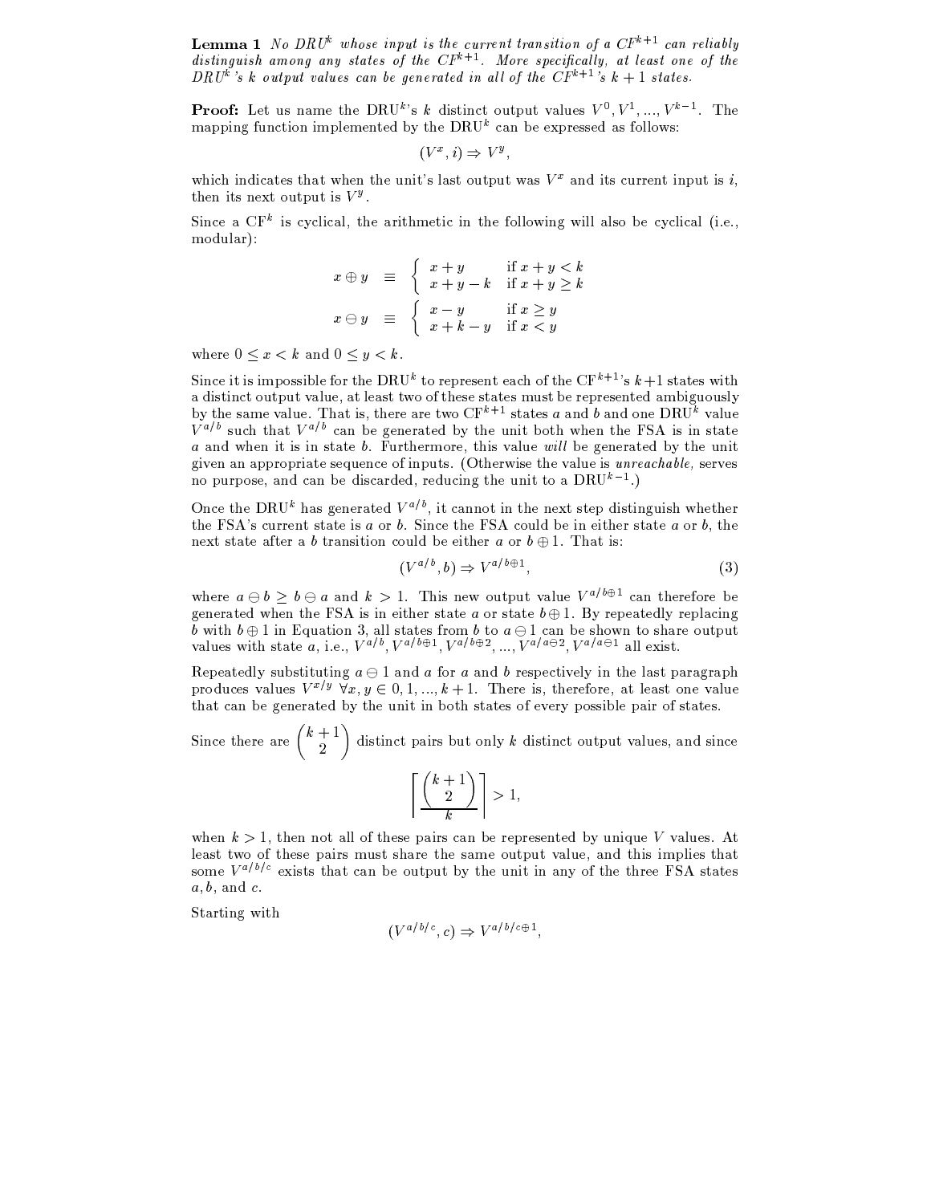**Lemma 1** *No DRU$^k$ whose input is the current transition of a CF$^{k+1}$ can reliably distinguish among any states of the CF$^{k+1}$. More specifically, at least one of the DRU$^k$'s $k$ output values can be generated in all of the CF$^{k+1}$'s $k+1$ states.*

**Proof:** Let us name the DRU$^k$'s $k$ distinct output values $V^0, V^1, ..., V^{k-1}$. The mapping function implemented by the DRU$^k$ can be expressed as follows:

$$(V^x, i) \Rightarrow V^y,$$

which indicates that when the unit's last output was $V^x$ and its current input is $i$, then its next output is $V^y$.

Since a CF$^k$ is cyclical, the arithmetic in the following will also be cyclical (i.e., modular):

$$x \oplus y \equiv \begin{cases} x+y & \text{if } x+y<k \\ x+y-k & \text{if } x+y \geq k \end{cases}$$

$$x \ominus y \equiv \begin{cases} x-y & \text{if } x \geq y \\ x+k-y & \text{if } x<y \end{cases}$$

where $0 \leq x < k$ and $0 \leq y < k$.

Since it is impossible for the DRU$^k$ to represent each of the CF$^{k+1}$'s $k+1$ states with a distinct output value, at least two of these states must be represented ambiguously by the same value. That is, there are two CF$^{k+1}$ states $a$ and $b$ and one DRU$^k$ value $V^{a/b}$ such that $V^{a/b}$ can be generated by the unit both when the FSA is in state $a$ and when it is in state $b$. Furthermore, this value *will* be generated by the unit given an appropriate sequence of inputs. (Otherwise the value is *unreachable,* serves no purpose, and can be discarded, reducing the unit to a DRU$^{k-1}$.)

Once the DRU$^k$ has generated $V^{a/b}$, it cannot in the next step distinguish whether the FSA's current state is $a$ or $b$. Since the FSA could be in either state $a$ or $b$, the next state after a $b$ transition could be either $a$ or $b \oplus 1$. That is:

$$(V^{a/b}, b) \Rightarrow V^{a/b\oplus 1}, \tag{3}$$

where $a \ominus b \geq b \ominus a$ and $k > 1$. This new output value $V^{a/b\oplus 1}$ can therefore be generated when the FSA is in either state $a$ or state $b \oplus 1$. By repeatedly replacing $b$ with $b \oplus 1$ in Equation 3, all states from $b$ to $a \ominus 1$ can be shown to share output values with state $a$, i.e., $V^{a/b}, V^{a/b\oplus 1}, V^{a/b\oplus 2}, ..., V^{a/a\ominus 2}, V^{a/a\ominus 1}$ all exist.

Repeatedly substituting $a \ominus 1$ and $a$ for $a$ and $b$ respectively in the last paragraph produces values $V^{x/y}$ $\forall x, y \in 0, 1, ..., k+1$. There is, therefore, at least one value that can be generated by the unit in both states of every possible pair of states.

Since there are $\binom{k+1}{2}$ distinct pairs but only $k$ distinct output values, and since

$$\left\lceil \frac{\binom{k+1}{2}}{k} \right\rceil > 1,$$

when $k > 1$, then not all of these pairs can be represented by unique $V$ values. At least two of these pairs must share the same output value, and this implies that some $V^{a/b/c}$ exists that can be output by the unit in any of the three FSA states $a, b,$ and $c$.

Starting with

$$(V^{a/b/c}, c) \Rightarrow V^{a/b/c\oplus 1},$$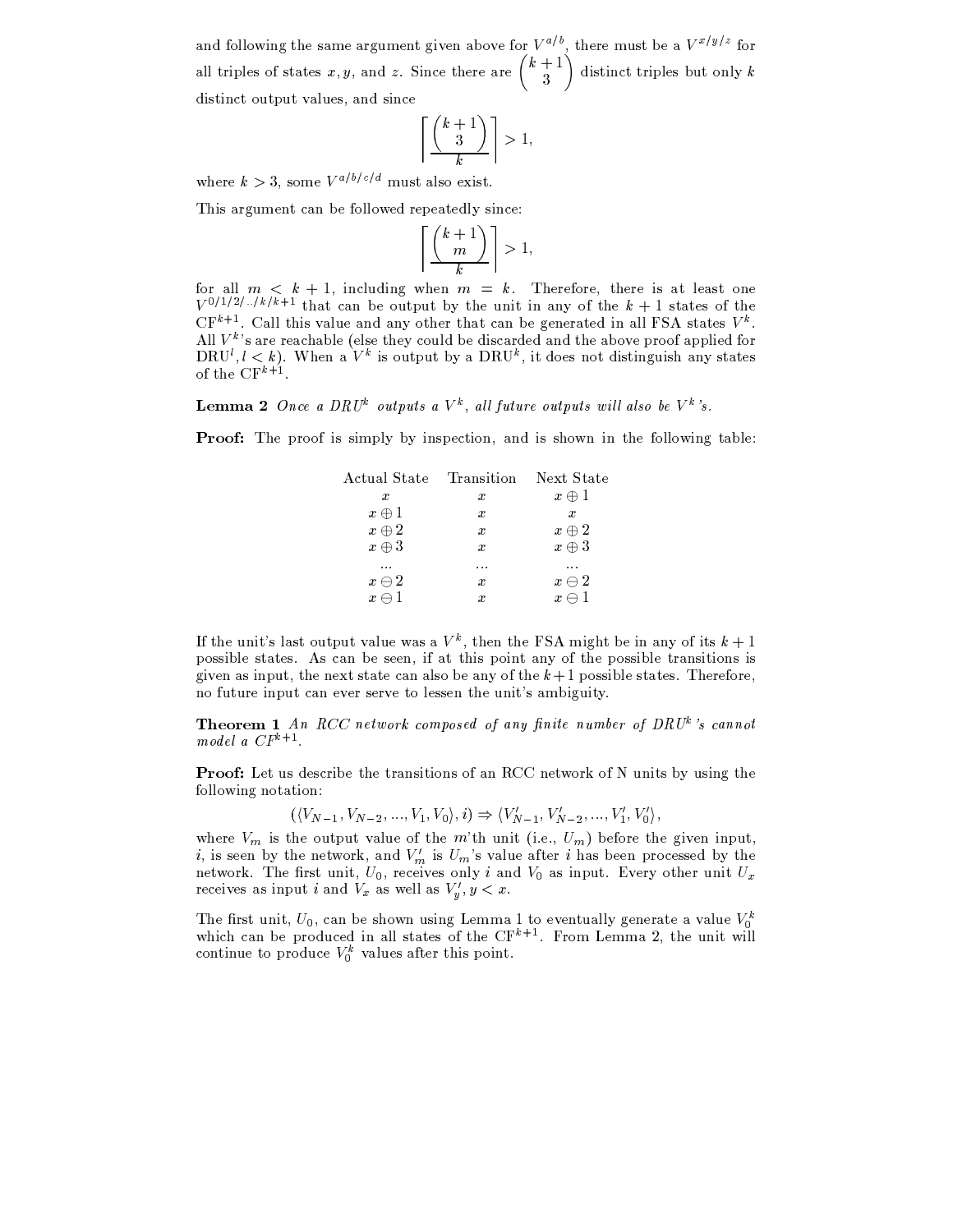and following the same argument given above for $V^{a/b}$, there must be a $V^{x/y/z}$ for all triples of states $x, y$, and $z$. Since there are $\binom{k+1}{3}$ distinct triples but only $k$ distinct output values, and since

$$\left\lceil \frac{\binom{k+1}{3}}{k} \right\rceil > 1,$$

where $k > 3$, some $V^{a/b/c/d}$ must also exist.

This argument can be followed repeatedly since:

$$\left\lceil \frac{\binom{k+1}{m}}{k} \right\rceil > 1,$$

for all $m < k+1$, including when $m = k$. Therefore, there is at least one $V^{0/1/2/../k/k+1}$ that can be output by the unit in any of the $k+1$ states of the $\text{CF}^{k+1}$. Call this value and any other that can be generated in all FSA states $V^k$. All $V^k$'s are reachable (else they could be discarded and the above proof applied for $\text{DRU}^l, l < k$). When a $V^k$ is output by a $\text{DRU}^k$, it does not distinguish any states of the $\text{CF}^{k+1}$.

**Lemma 2** *Once a $DRU^k$ outputs a $V^k$, all future outputs will also be $V^k$'s.*

**Proof:** The proof is simply by inspection, and is shown in the following table:

| Actual State | Transition | Next State |
|---|---|---|
| $x$ | $x$ | $x \oplus 1$ |
| $x \oplus 1$ | $x$ | $x$ |
| $x \oplus 2$ | $x$ | $x \oplus 2$ |
| $x \oplus 3$ | $x$ | $x \oplus 3$ |
| ... | ... | ... |
| $x \ominus 2$ | $x$ | $x \ominus 2$ |
| $x \ominus 1$ | $x$ | $x \ominus 1$ |

If the unit's last output value was a $V^k$, then the FSA might be in any of its $k+1$ possible states. As can be seen, if at this point any of the possible transitions is given as input, the next state can also be any of the $k+1$ possible states. Therefore, no future input can ever serve to lessen the unit's ambiguity.

**Theorem 1** *An RCC network composed of any finite number of $DRU^k$'s cannot model a $CF^{k+1}$.*

**Proof:** Let us describe the transitions of an RCC network of N units by using the following notation:

$$(\langle V_{N-1}, V_{N-2}, ..., V_1, V_0 \rangle, i) \Rightarrow \langle V'_{N-1}, V'_{N-2}, ..., V'_1, V'_0 \rangle,$$

where $V_m$ is the output value of the $m$'th unit (i.e., $U_m$) before the given input, $i$, is seen by the network, and $V'_m$ is $U_m$'s value after $i$ has been processed by the network. The first unit, $U_0$, receives only $i$ and $V_0$ as input. Every other unit $U_x$ receives as input $i$ and $V_x$ as well as $V'_y, y < x$.

The first unit, $U_0$, can be shown using Lemma 1 to eventually generate a value $V_0^k$ which can be produced in all states of the $\text{CF}^{k+1}$. From Lemma 2, the unit will continue to produce $V_0^k$ values after this point.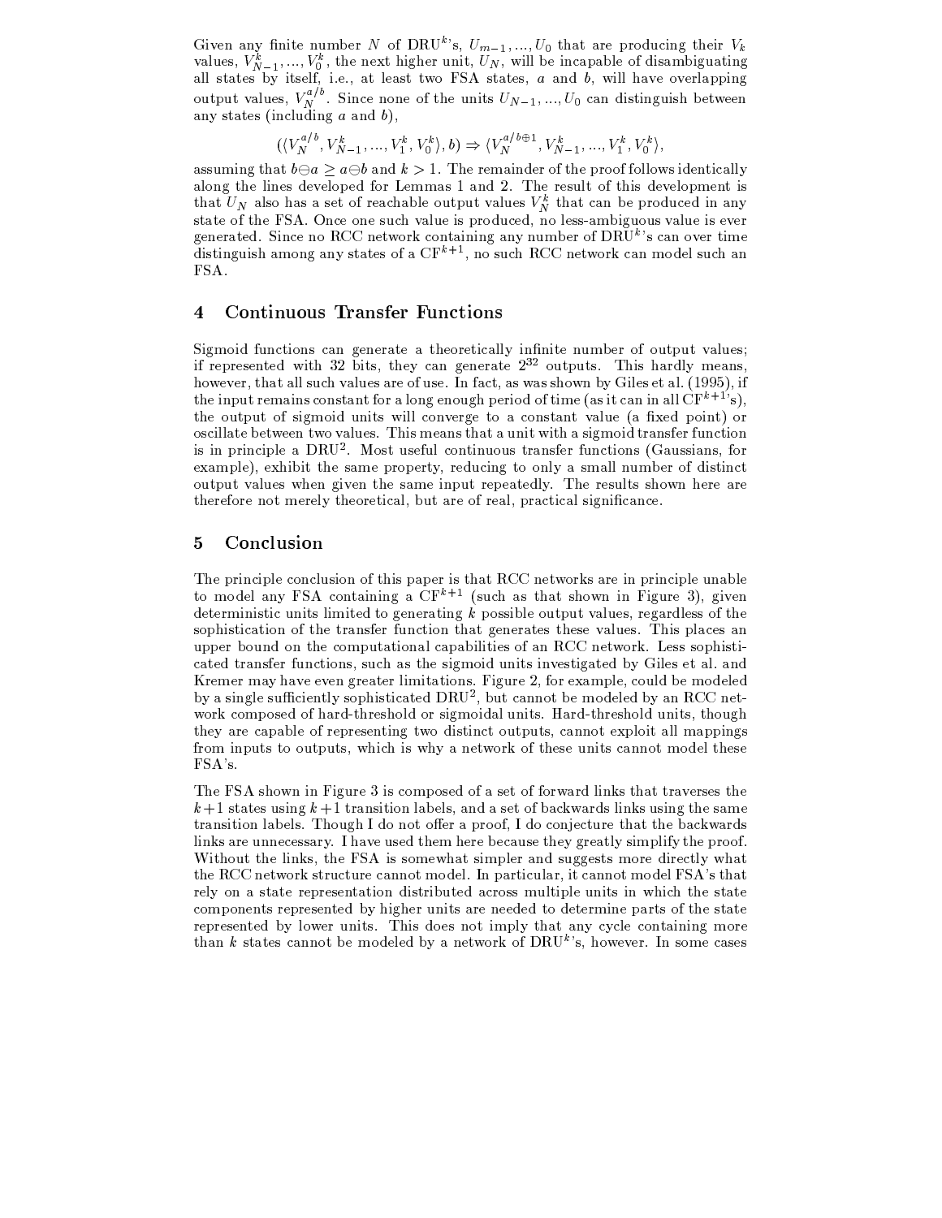Given any finite number $N$ of DRU$^k$'s, $U_{m-1}, ..., U_0$ that are producing their $V_k$ values, $V_{N-1}^k, ..., V_0^k$, the next higher unit, $U_N$, will be incapable of disambiguating all states by itself, i.e., at least two FSA states, $a$ and $b$, will have overlapping output values, $V_N^{a/b}$. Since none of the units $U_{N-1}, ..., U_0$ can distinguish between any states (including $a$ and $b$),

$$(\langle V_N^{a/b}, V_{N-1}^k, ..., V_1^k, V_0^k \rangle, b) \Rightarrow \langle V_N^{a/b \oplus 1}, V_{N-1}^k, ..., V_1^k, V_0^k \rangle,$$

assuming that $b \ominus a \geq a \ominus b$ and $k > 1$. The remainder of the proof follows identically along the lines developed for Lemmas 1 and 2. The result of this development is that $U_N$ also has a set of reachable output values $V_N^k$ that can be produced in any state of the FSA. Once one such value is produced, no less-ambiguous value is ever generated. Since no RCC network containing any number of DRU$^k$'s can over time distinguish among any states of a CF$^{k+1}$, no such RCC network can model such an FSA.

## 4 Continuous Transfer Functions

Sigmoid functions can generate a theoretically infinite number of output values; if represented with 32 bits, they can generate $2^{32}$ outputs. This hardly means, however, that all such values are of use. In fact, as was shown by Giles et al. (1995), if the input remains constant for a long enough period of time (as it can in all CF$^{k+1}$'s), the output of sigmoid units will converge to a constant value (a fixed point) or oscillate between two values. This means that a unit with a sigmoid transfer function is in principle a DRU$^2$. Most useful continuous transfer functions (Gaussians, for example), exhibit the same property, reducing to only a small number of distinct output values when given the same input repeatedly. The results shown here are therefore not merely theoretical, but are of real, practical significance.

## 5 Conclusion

The principle conclusion of this paper is that RCC networks are in principle unable to model any FSA containing a CF$^{k+1}$ (such as that shown in Figure 3), given deterministic units limited to generating $k$ possible output values, regardless of the sophistication of the transfer function that generates these values. This places an upper bound on the computational capabilities of an RCC network. Less sophisticated transfer functions, such as the sigmoid units investigated by Giles et al. and Kremer may have even greater limitations. Figure 2, for example, could be modeled by a single sufficiently sophisticated DRU$^2$, but cannot be modeled by an RCC network composed of hard-threshold or sigmoidal units. Hard-threshold units, though they are capable of representing two distinct outputs, cannot exploit all mappings from inputs to outputs, which is why a network of these units cannot model these FSA's.

The FSA shown in Figure 3 is composed of a set of forward links that traverses the $k+1$ states using $k+1$ transition labels, and a set of backwards links using the same transition labels. Though I do not offer a proof, I do conjecture that the backwards links are unnecessary. I have used them here because they greatly simplify the proof. Without the links, the FSA is somewhat simpler and suggests more directly what the RCC network structure cannot model. In particular, it cannot model FSA's that rely on a state representation distributed across multiple units in which the state components represented by higher units are needed to determine parts of the state represented by lower units. This does not imply that any cycle containing more than $k$ states cannot be modeled by a network of DRU$^k$'s, however. In some cases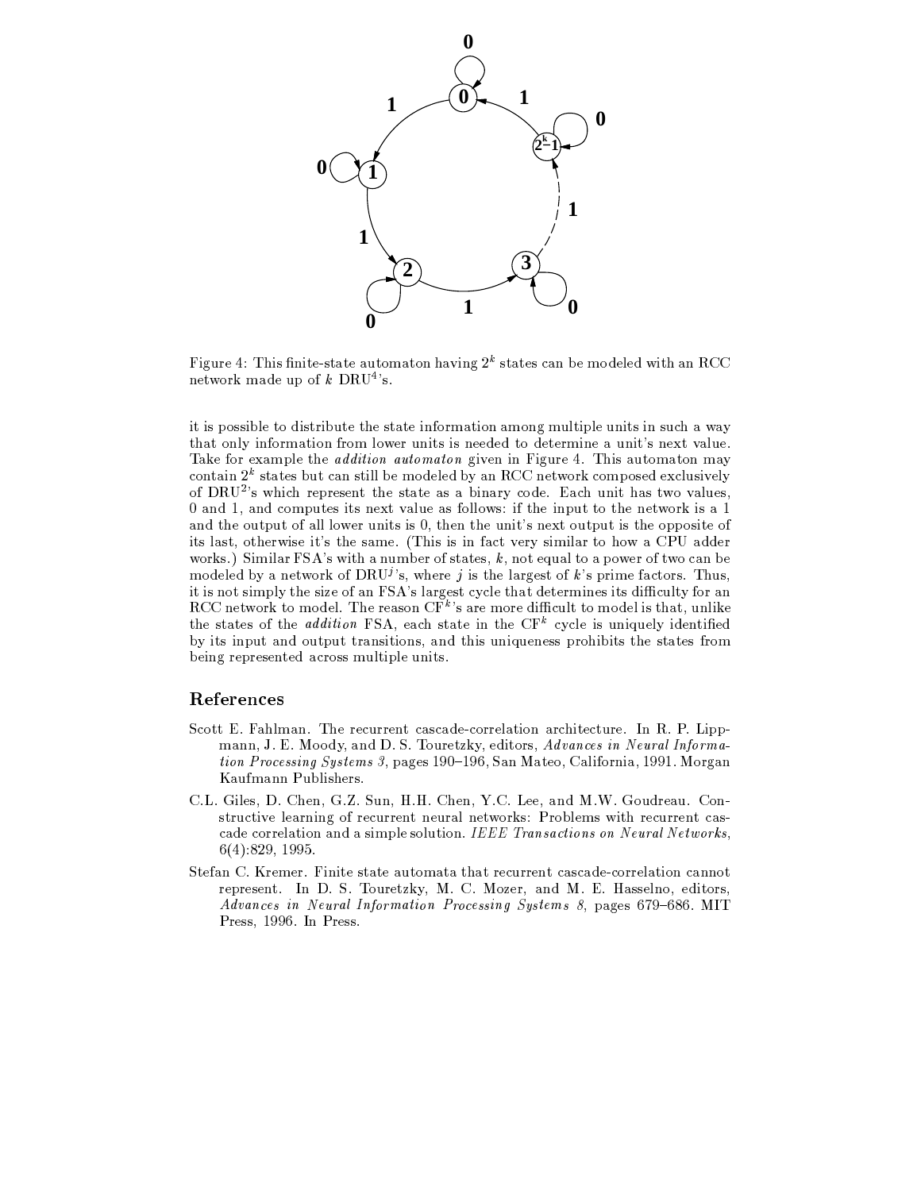0

1

0

1

0

$2^k$-1

0

1

1

1

3

2

0

1

0

Figure 4: This finite-state automaton having $2^k$ states can be modeled with an RCC network made up of $k$ DRU$^4$'s.

it is possible to distribute the state information among multiple units in such a way that only information from lower units is needed to determine a unit's next value. Take for example the *addition automaton* given in Figure 4. This automaton may contain $2^k$ states but can still be modeled by an RCC network composed exclusively of DRU$^2$'s which represent the state as a binary code. Each unit has two values, 0 and 1, and computes its next value as follows: if the input to the network is a 1 and the output of all lower units is 0, then the unit's next output is the opposite of its last, otherwise it's the same. (This is in fact very similar to how a CPU adder works.) Similar FSA's with a number of states, $k$, not equal to a power of two can be modeled by a network of DRU$^j$'s, where $j$ is the largest of $k$'s prime factors. Thus, it is not simply the size of an FSA's largest cycle that determines its difficulty for an RCC network to model. The reason CF$^k$'s are more difficult to model is that, unlike the states of the *addition* FSA, each state in the CF$^k$ cycle is uniquely identified by its input and output transitions, and this uniqueness prohibits the states from being represented across multiple units.

## References

Scott E. Fahlman. The recurrent cascade-correlation architecture. In R. P. Lippmann, J. E. Moody, and D. S. Touretzky, editors, *Advances in Neural Information Processing Systems 3*, pages 190–196, San Mateo, California, 1991. Morgan Kaufmann Publishers.

C.L. Giles, D. Chen, G.Z. Sun, H.H. Chen, Y.C. Lee, and M.W. Goudreau. Constructive learning of recurrent neural networks: Problems with recurrent cascade correlation and a simple solution. *IEEE Transactions on Neural Networks*, 6(4):829, 1995.

Stefan C. Kremer. Finite state automata that recurrent cascade-correlation cannot represent. In D. S. Touretzky, M. C. Mozer, and M. E. Hasselno, editors, *Advances in Neural Information Processing Systems 8*, pages 679–686. MIT Press, 1996. In Press.